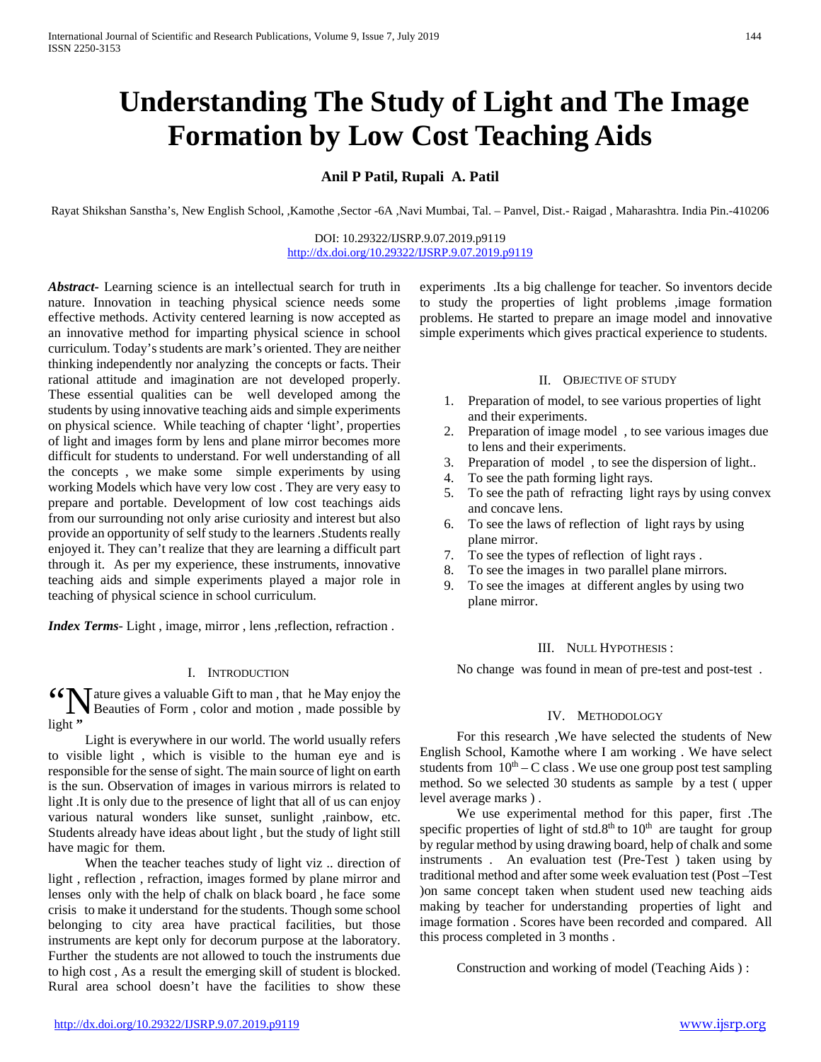# Understanding The Study of Light and The Image Formation by Low Cost Teaching Aids

**Anil P Patil, Rupali A. Patil**

Rayat Shikshan Sanstha's, New English School, ,Kamothe ,Sector -6A ,Navi Mumbai, Tal. – Panvel, Dist.- Raigad , Maharashtra. India Pin.-410206

DOI: 10.29322/IJSRP.9.07.2019.p9119
http://dx.doi.org/10.29322/IJSRP.9.07.2019.p9119

***Abstract***- Learning science is an intellectual search for truth in nature. Innovation in teaching physical science needs some effective methods. Activity centered learning is now accepted as an innovative method for imparting physical science in school curriculum. Today's students are mark's oriented. They are neither thinking independently nor analyzing the concepts or facts. Their rational attitude and imagination are not developed properly. These essential qualities can be well developed among the students by using innovative teaching aids and simple experiments on physical science. While teaching of chapter 'light', properties of light and images form by lens and plane mirror becomes more difficult for students to understand. For well understanding of all the concepts , we make some simple experiments by using working Models which have very low cost . They are very easy to prepare and portable. Development of low cost teachings aids from our surrounding not only arise curiosity and interest but also provide an opportunity of self study to the learners .Students really enjoyed it. They can't realize that they are learning a difficult part through it. As per my experience, these instruments, innovative teaching aids and simple experiments played a major role in teaching of physical science in school curriculum.

***Index Terms***- Light , image, mirror , lens ,reflection, refraction .

## I. Introduction

"Nature gives a valuable Gift to man , that he May enjoy the Beauties of Form , color and motion , made possible by light "

Light is everywhere in our world. The world usually refers to visible light , which is visible to the human eye and is responsible for the sense of sight. The main source of light on earth is the sun. Observation of images in various mirrors is related to light .It is only due to the presence of light that all of us can enjoy various natural wonders like sunset, sunlight ,rainbow, etc. Students already have ideas about light , but the study of light still have magic for them.

When the teacher teaches study of light viz .. direction of light , reflection , refraction, images formed by plane mirror and lenses only with the help of chalk on black board , he face some crisis to make it understand for the students. Though some school belonging to city area have practical facilities, but those instruments are kept only for decorum purpose at the laboratory. Further the students are not allowed to touch the instruments due to high cost , As a result the emerging skill of student is blocked. Rural area school doesn't have the facilities to show these experiments .Its a big challenge for teacher. So inventors decide to study the properties of light problems ,image formation problems. He started to prepare an image model and innovative simple experiments which gives practical experience to students.

## II. Objective of Study

1. Preparation of model, to see various properties of light and their experiments.
2. Preparation of image model , to see various images due to lens and their experiments.
3. Preparation of model , to see the dispersion of light..
4. To see the path forming light rays.
5. To see the path of refracting light rays by using convex and concave lens.
6. To see the laws of reflection of light rays by using plane mirror.
7. To see the types of reflection of light rays .
8. To see the images in two parallel plane mirrors.
9. To see the images at different angles by using two plane mirror.

## III. Null Hypothesis :

No change was found in mean of pre-test and post-test .

## IV. Methodology

For this research ,We have selected the students of New English School, Kamothe where I am working . We have select students from 10th – C class . We use one group post test sampling method. So we selected 30 students as sample by a test ( upper level average marks ) .

We use experimental method for this paper, first .The specific properties of light of std.8th to 10th are taught for group by regular method by using drawing board, help of chalk and some instruments . An evaluation test (Pre-Test ) taken using by traditional method and after some week evaluation test (Post –Test )on same concept taken when student used new teaching aids making by teacher for understanding properties of light and image formation . Scores have been recorded and compared. All this process completed in 3 months .

Construction and working of model (Teaching Aids ) :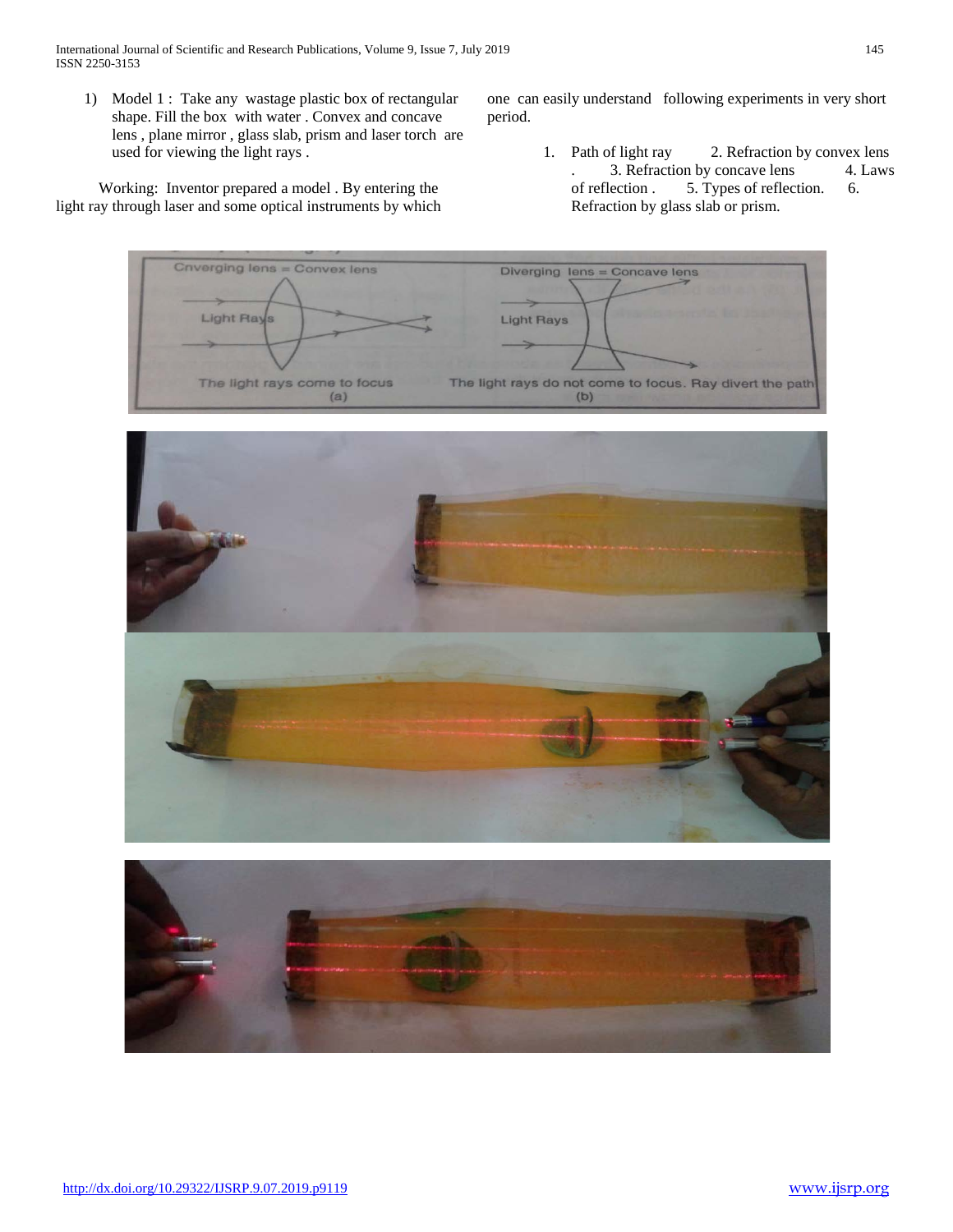1) Model 1 : Take any wastage plastic box of rectangular shape. Fill the box with water . Convex and concave lens , plane mirror , glass slab, prism and laser torch are used for viewing the light rays .

Working: Inventor prepared a model . By entering the light ray through laser and some optical instruments by which one can easily understand following experiments in very short period.

1. Path of light ray 2. Refraction by convex lens . 3. Refraction by concave lens 4. Laws of reflection . 5. Types of reflection. 6. Refraction by glass slab or prism.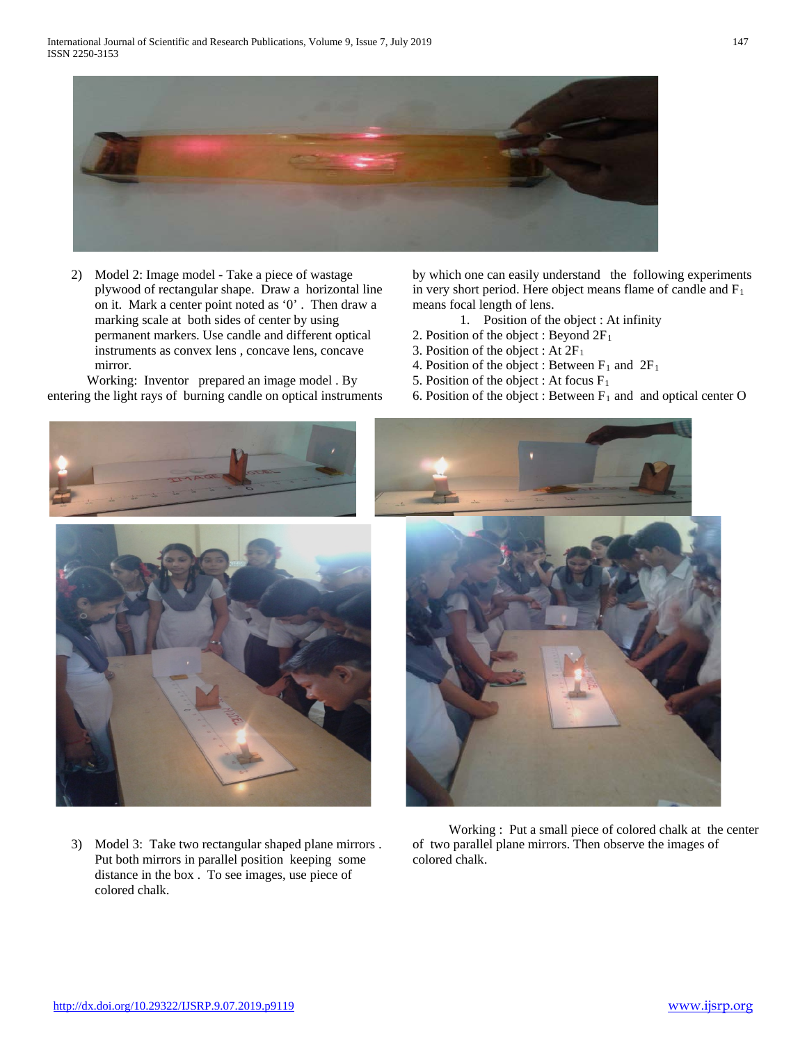2) Model 2: Image model - Take a piece of wastage plywood of rectangular shape. Draw a horizontal line on it. Mark a center point noted as '0'. Then draw a marking scale at both sides of center by using permanent markers. Use candle and different optical instruments as convex lens , concave lens, concave mirror.

Working: Inventor prepared an image model . By entering the light rays of burning candle on optical instruments by which one can easily understand the following experiments in very short period. Here object means flame of candle and $F_1$ means focal length of lens.

1. Position of the object : At infinity
2. Position of the object : Beyond $2F_1$
3. Position of the object : At $2F_1$
4. Position of the object : Between $F_1$ and $2F_1$
5. Position of the object : At focus $F_1$
6. Position of the object : Between $F_1$ and and optical center O

3) Model 3: Take two rectangular shaped plane mirrors . Put both mirrors in parallel position keeping some distance in the box . To see images, use piece of colored chalk.

Working : Put a small piece of colored chalk at the center of two parallel plane mirrors. Then observe the images of colored chalk.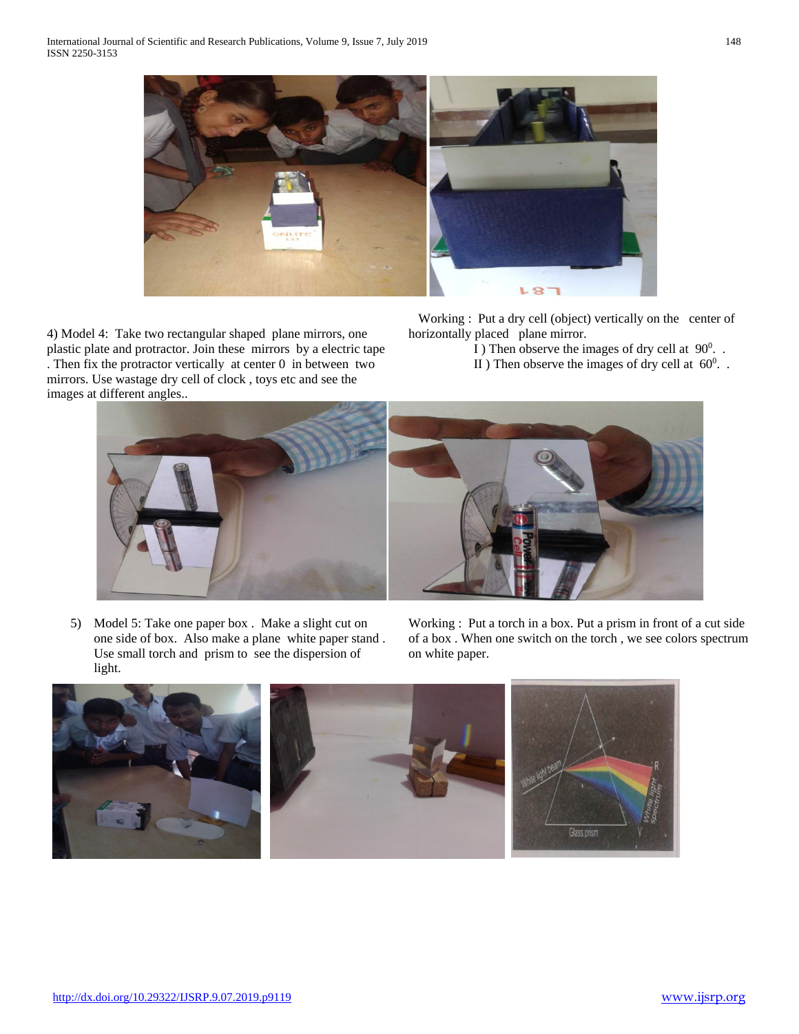4) Model 4: Take two rectangular shaped plane mirrors, one plastic plate and protractor. Join these mirrors by a electric tape . Then fix the protractor vertically at center 0 in between two mirrors. Use wastage dry cell of clock , toys etc and see the images at different angles..

Working : Put a dry cell (object) vertically on the center of horizontally placed plane mirror.

I ) Then observe the images of dry cell at $90^0$. .

II ) Then observe the images of dry cell at $60^0$. .

5) Model 5: Take one paper box . Make a slight cut on one side of box. Also make a plane white paper stand . Use small torch and prism to see the dispersion of light.

Working : Put a torch in a box. Put a prism in front of a cut side of a box . When one switch on the torch , we see colors spectrum on white paper.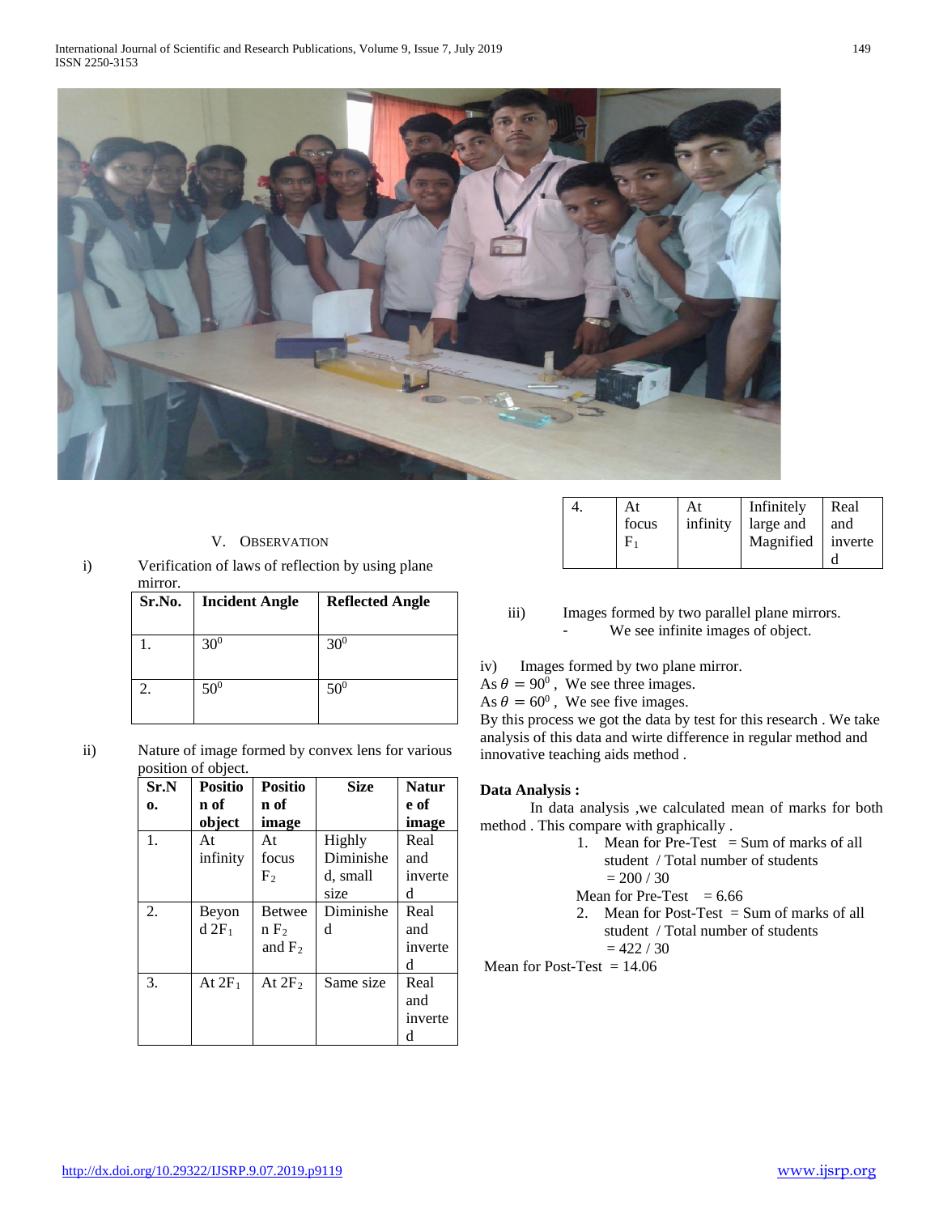## V. OBSERVATION

i) Verification of laws of reflection by using plane mirror.

| Sr.No. | Incident Angle | Reflected Angle |
|---|---|---|
| 1. | $30^0$ | $30^0$ |
| 2. | $50^0$ | $50^0$ |

ii) Nature of image formed by convex lens for various position of object.

| Sr.No. | Position of object | Position of image | Size | Nature of image |
|---|---|---|---|---|
| 1. | At infinity | At focus $F_2$ | Highly Diminished, small size | Real and inverted |
| 2. | Beyond $2F_1$ | Between $F_2$ and $F_2$ | Diminished | Real and inverted |
| 3. | At $2F_1$ | At $2F_2$ | Same size | Real and inverted |
| 4. | At focus $F_1$ | At infinity | Infinitely large and Magnified | Real and inverted |

iii) Images formed by two parallel plane mirrors.
- We see infinite images of object.

iv) Images formed by two plane mirror.
As $\theta = 90^0$ , We see three images.
As $\theta = 60^0$ , We see five images.
By this process we got the data by test for this research . We take analysis of this data and wirte difference in regular method and innovative teaching aids method .

**Data Analysis :**

In data analysis ,we calculated mean of marks for both method . This compare with graphically .

1. Mean for Pre-Test = Sum of marks of all student / Total number of students
   = 200 / 30

Mean for Pre-Test = 6.66

2. Mean for Post-Test = Sum of marks of all student / Total number of students
   = 422 / 30

Mean for Post-Test = 14.06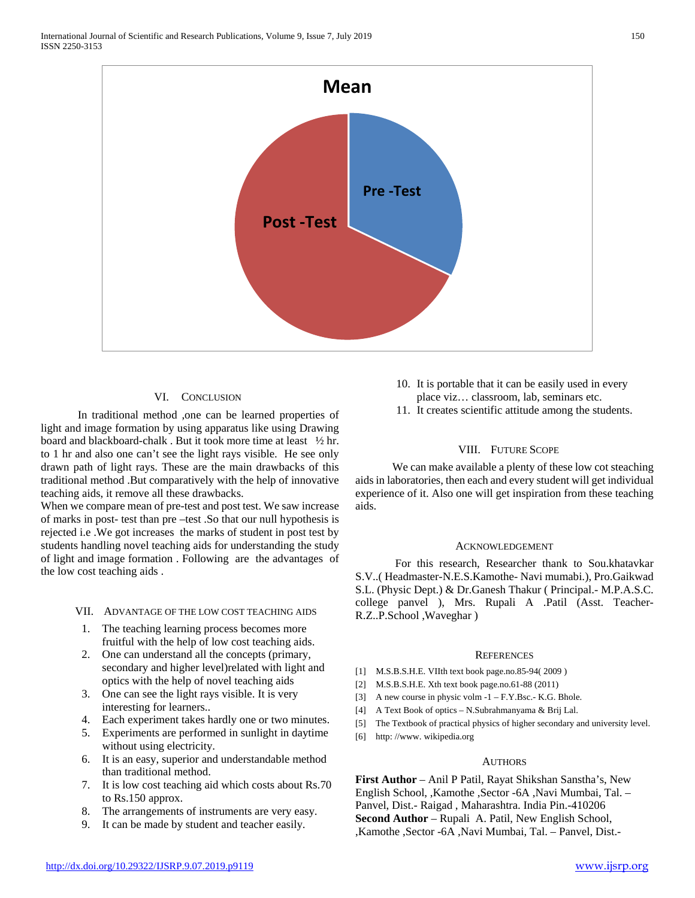Mean

Pre -Test

Post -Test

## VI. CONCLUSION

In traditional method ,one can be learned properties of light and image formation by using apparatus like using Drawing board and blackboard-chalk . But it took more time at least ½ hr. to 1 hr and also one can't see the light rays visible. He see only drawn path of light rays. These are the main drawbacks of this traditional method .But comparatively with the help of innovative teaching aids, it remove all these drawbacks.

When we compare mean of pre-test and post test. We saw increase of marks in post- test than pre –test .So that our null hypothesis is rejected i.e .We got increases the marks of student in post test by students handling novel teaching aids for understanding the study of light and image formation . Following are the advantages of the low cost teaching aids .

## VII. ADVANTAGE OF THE LOW COST TEACHING AIDS

1. The teaching learning process becomes more fruitful with the help of low cost teaching aids.
2. One can understand all the concepts (primary, secondary and higher level)related with light and optics with the help of novel teaching aids
3. One can see the light rays visible. It is very interesting for learners..
4. Each experiment takes hardly one or two minutes.
5. Experiments are performed in sunlight in daytime without using electricity.
6. It is an easy, superior and understandable method than traditional method.
7. It is low cost teaching aid which costs about Rs.70 to Rs.150 approx.
8. The arrangements of instruments are very easy.
9. It can be made by student and teacher easily.
10. It is portable that it can be easily used in every place viz… classroom, lab, seminars etc.
11. It creates scientific attitude among the students.

## VIII. FUTURE SCOPE

We can make available a plenty of these low cot steaching aids in laboratories, then each and every student will get individual experience of it. Also one will get inspiration from these teaching aids.

## ACKNOWLEDGEMENT

For this research, Researcher thank to Sou.khatavkar S.V..( Headmaster-N.E.S.Kamothe- Navi mumabi.), Pro.Gaikwad S.L. (Physic Dept.) & Dr.Ganesh Thakur ( Principal.- M.P.A.S.C. college panvel ), Mrs. Rupali A .Patil (Asst. Teacher- R.Z..P.School ,Waveghar )

## REFERENCES

[1] M.S.B.S.H.E. VIIth text book page.no.85-94( 2009 )

[2] M.S.B.S.H.E. Xth text book page.no.61-88 (2011)

[3] A new course in physic volm -1 – F.Y.Bsc.- K.G. Bhole.

[4] A Text Book of optics – N.Subrahmanyama & Brij Lal.

[5] The Textbook of practical physics of higher secondary and university level.

[6] http: //www. wikipedia.org

## AUTHORS

**First Author** – Anil P Patil, Rayat Shikshan Sanstha's, New English School, ,Kamothe ,Sector -6A ,Navi Mumbai, Tal. – Panvel, Dist.- Raigad , Maharashtra. India Pin.-410206

**Second Author** – Rupali A. Patil, New English School, ,Kamothe ,Sector -6A ,Navi Mumbai, Tal. – Panvel, Dist.-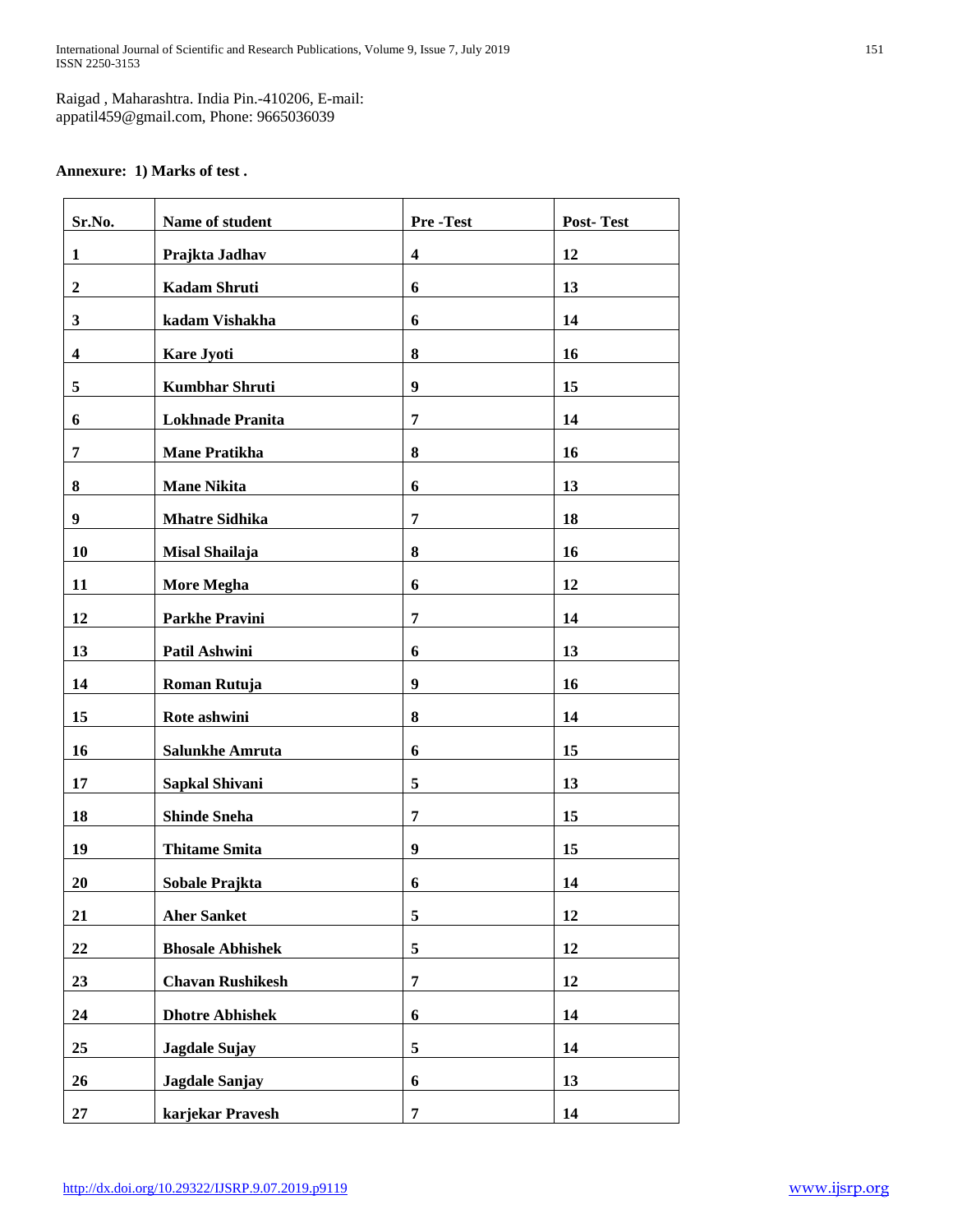Raigad , Maharashtra. India Pin.-410206, E-mail: appatil459@gmail.com, Phone: 9665036039

**Annexure: 1) Marks of test .**

| Sr.No. | Name of student | Pre -Test | Post- Test |
|---|---|---|---|
| 1 | Prajkta Jadhav | 4 | 12 |
| 2 | Kadam Shruti | 6 | 13 |
| 3 | kadam Vishakha | 6 | 14 |
| 4 | Kare Jyoti | 8 | 16 |
| 5 | Kumbhar Shruti | 9 | 15 |
| 6 | Lokhnade Pranita | 7 | 14 |
| 7 | Mane Pratikha | 8 | 16 |
| 8 | Mane Nikita | 6 | 13 |
| 9 | Mhatre Sidhika | 7 | 18 |
| 10 | Misal Shailaja | 8 | 16 |
| 11 | More Megha | 6 | 12 |
| 12 | Parkhe Pravini | 7 | 14 |
| 13 | Patil Ashwini | 6 | 13 |
| 14 | Roman Rutuja | 9 | 16 |
| 15 | Rote ashwini | 8 | 14 |
| 16 | Salunkhe Amruta | 6 | 15 |
| 17 | Sapkal Shivani | 5 | 13 |
| 18 | Shinde Sneha | 7 | 15 |
| 19 | Thitame Smita | 9 | 15 |
| 20 | Sobale Prajkta | 6 | 14 |
| 21 | Aher Sanket | 5 | 12 |
| 22 | Bhosale Abhishek | 5 | 12 |
| 23 | Chavan Rushikesh | 7 | 12 |
| 24 | Dhotre Abhishek | 6 | 14 |
| 25 | Jagdale Sujay | 5 | 14 |
| 26 | Jagdale Sanjay | 6 | 13 |
| 27 | karjekar Pravesh | 7 | 14 |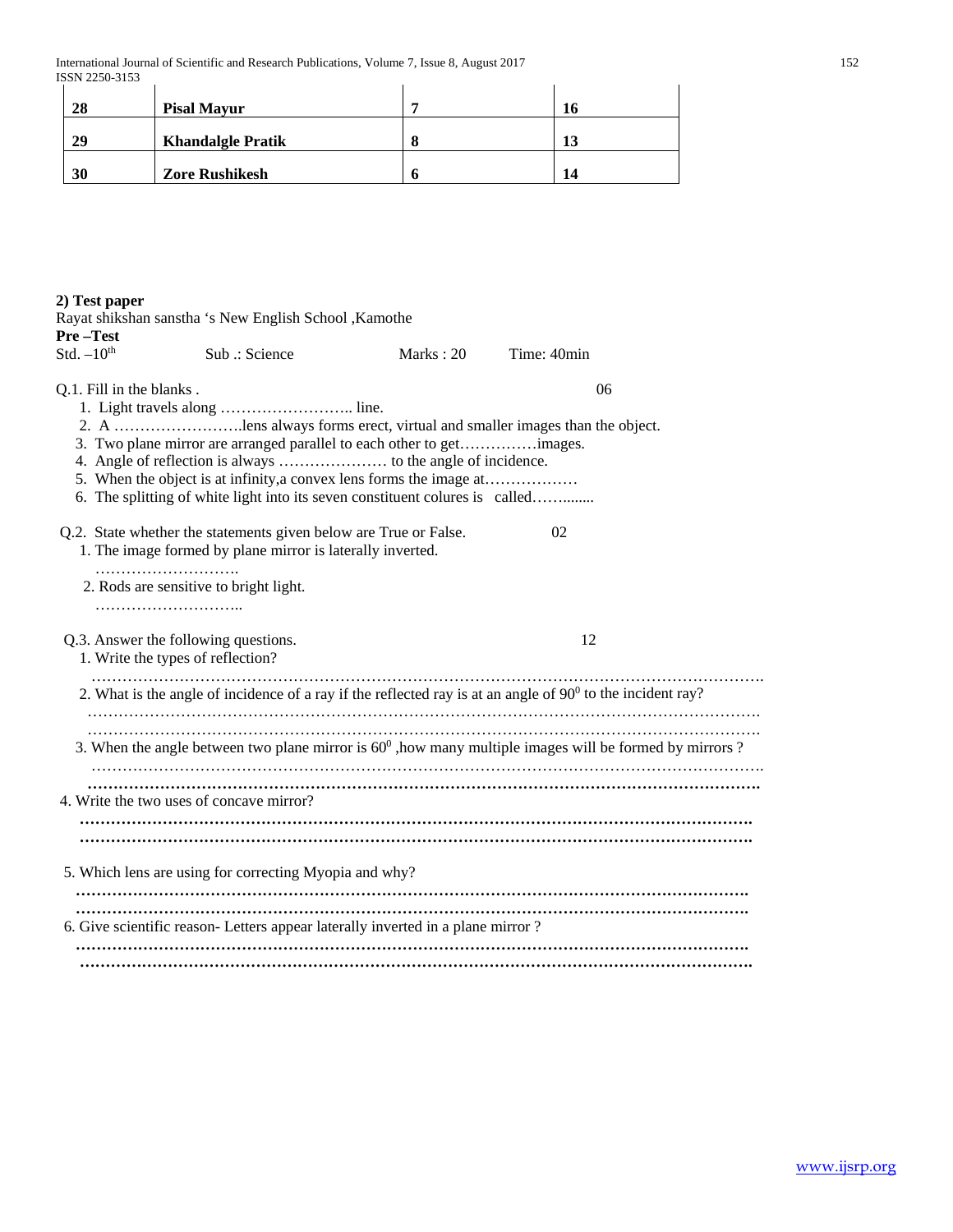| 28 | Pisal Mayur | 7 | 16 |
|---|---|---|---|
| 29 | Khandalgle Pratik | 8 | 13 |
| 30 | Zore Rushikesh | 6 | 14 |

**2) Test paper**

Rayat shikshan sanstha 's New English School ,Kamothe

**Pre –Test**

Std. –10th Sub .: Science Marks : 20 Time: 40min

Q.1. Fill in the blanks . 06

1. Light travels along …………………….. line.
2. A …………………….lens always forms erect, virtual and smaller images than the object.
3. Two plane mirror are arranged parallel to each other to get……………images.
4. Angle of reflection is always ………………… to the angle of incidence.
5. When the object is at infinity,a convex lens forms the image at………………
6. The splitting of white light into its seven constituent colures is called……........

Q.2. State whether the statements given below are True or False. 02

1. The image formed by plane mirror is laterally inverted.
   ……………………….
2. Rods are sensitive to bright light.
   ………………………..

Q.3. Answer the following questions. 12

1. Write the types of reflection?
   …………………………………………………………………………………………………………….
2. What is the angle of incidence of a ray if the reflected ray is at an angle of $90^0$ to the incident ray?
   …………………………………………………………………………………………………………….
   …………………………………………………………………………………………………………….
3. When the angle between two plane mirror is $60^0$ ,how many multiple images will be formed by mirrors ?
   …………………………………………………………………………………………………………….
   …………………………………………………………………………………………………………….
4. Write the two uses of concave mirror?
   …………………………………………………………………………………………………………….
   …………………………………………………………………………………………………………….
5. Which lens are using for correcting Myopia and why?
   …………………………………………………………………………………………………………….
   …………………………………………………………………………………………………………….
6. Give scientific reason- Letters appear laterally inverted in a plane mirror ?
   …………………………………………………………………………………………………………….
   …………………………………………………………………………………………………………….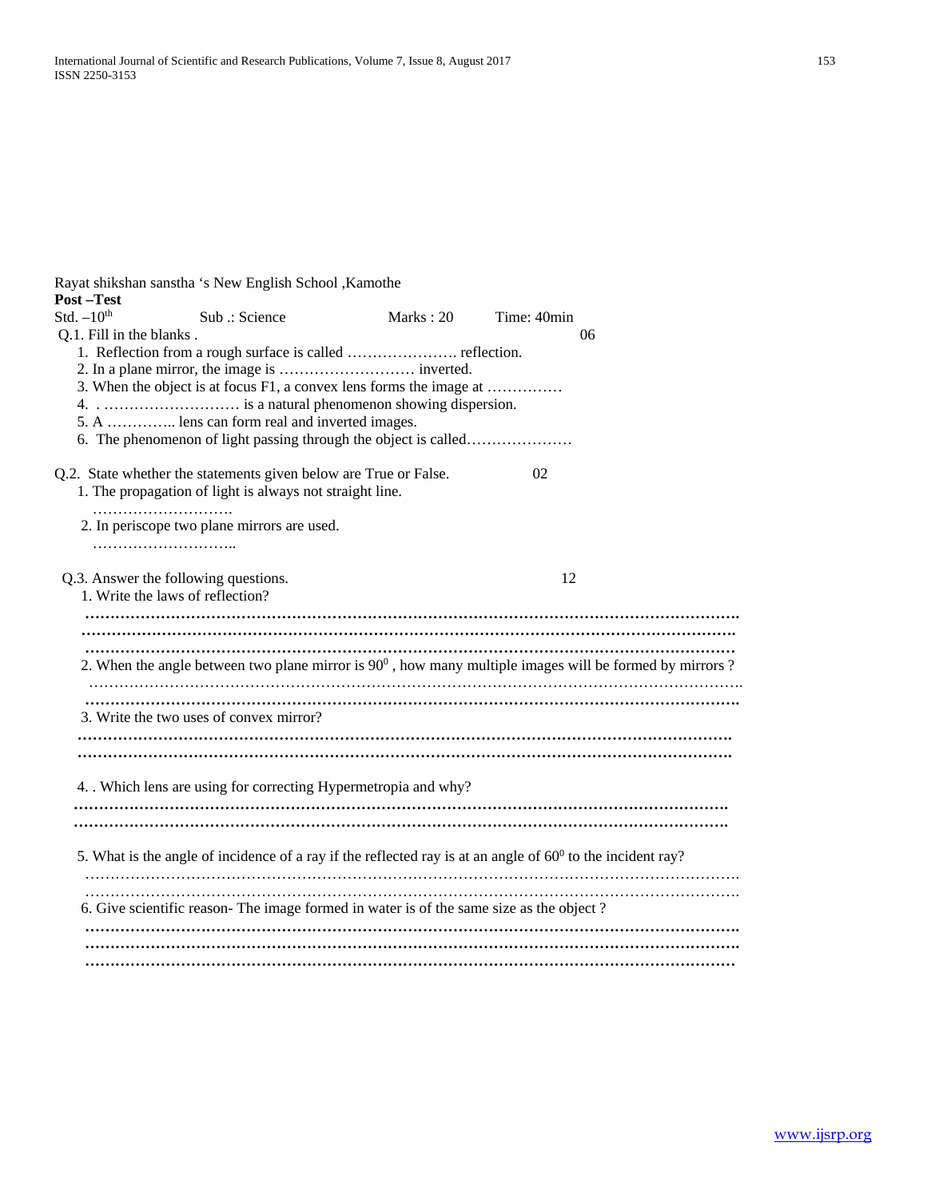Rayat shikshan sanstha 's New English School ,Kamothe

**Post –Test**

Std. –$10^{th}$ Sub .: Science Marks : 20 Time: 40min

Q.1. Fill in the blanks . 06

1. Reflection from a rough surface is called …………………. reflection.
2. In a plane mirror, the image is ……………………… inverted.
3. When the object is at focus F1, a convex lens forms the image at ……………
4. . ……………………… is a natural phenomenon showing dispersion.
5. A ………….. lens can form real and inverted images.
6. The phenomenon of light passing through the object is called…………………

Q.2. State whether the statements given below are True or False. 02

1. The propagation of light is always not straight line.
   ……………………….
2. In periscope two plane mirrors are used.
   ………………………..

Q.3. Answer the following questions. 12

1. Write the laws of reflection?
   ……………………………………………………………………………………………………………
   ……………………………………………………………………………………………………………
   ……………………………………………………………………………………………………………
2. When the angle between two plane mirror is $90^0$ , how many multiple images will be formed by mirrors ?
   ……………………………………………………………………………………………………………
   ……………………………………………………………………………………………………………
3. Write the two uses of convex mirror?
   ……………………………………………………………………………………………………………
   ……………………………………………………………………………………………………………
4. . Which lens are using for correcting Hypermetropia and why?
   ……………………………………………………………………………………………………………
   ……………………………………………………………………………………………………………
5. What is the angle of incidence of a ray if the reflected ray is at an angle of $60^0$ to the incident ray?
   ……………………………………………………………………………………………………………
   ……………………………………………………………………………………………………………
6. Give scientific reason- The image formed in water is of the same size as the object ?
   ……………………………………………………………………………………………………………
   ……………………………………………………………………………………………………………
   ……………………………………………………………………………………………………………